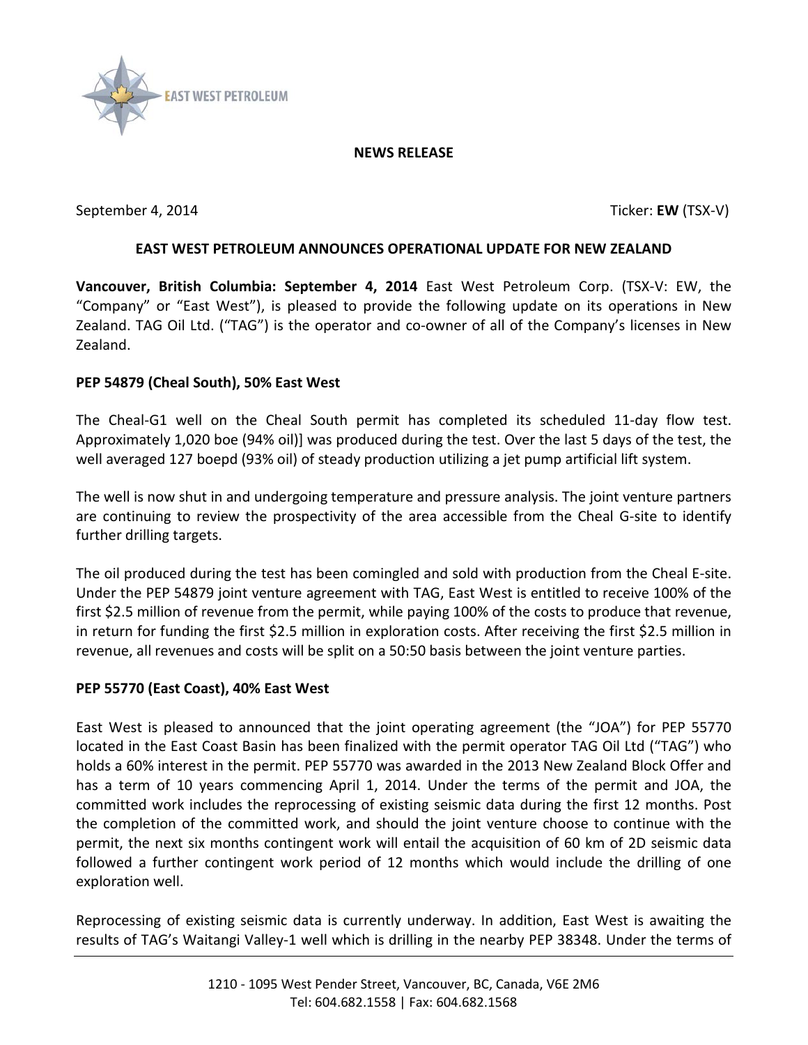# NEWS RELEASE

September 4, 2014 Ticker: **EW** (TSX-V)

## EAST WEST PETROLEUM ANNOUNCES OPERATIONAL UPDATE FOR NEW ZEALAND

**Vancouver, British Columbia: September 4, 2014** East West Petroleum Corp. (TSX-V: EW, the "Company" or "East West"), is pleased to provide the following update on its operations in New Zealand. TAG Oil Ltd. ("TAG") is the operator and co-owner of all of the Company's licenses in New Zealand.

### PEP 54879 (Cheal South), 50% East West

The Cheal-G1 well on the Cheal South permit has completed its scheduled 11-day flow test. Approximately 1,020 boe (94% oil)] was produced during the test. Over the last 5 days of the test, the well averaged 127 boepd (93% oil) of steady production utilizing a jet pump artificial lift system.

The well is now shut in and undergoing temperature and pressure analysis. The joint venture partners are continuing to review the prospectivity of the area accessible from the Cheal G-site to identify further drilling targets.

The oil produced during the test has been comingled and sold with production from the Cheal E-site. Under the PEP 54879 joint venture agreement with TAG, East West is entitled to receive 100% of the first $2.5 million of revenue from the permit, while paying 100% of the costs to produce that revenue, in return for funding the first $2.5 million in exploration costs. After receiving the first $2.5 million in revenue, all revenues and costs will be split on a 50:50 basis between the joint venture parties.

### PEP 55770 (East Coast), 40% East West

East West is pleased to announced that the joint operating agreement (the "JOA") for PEP 55770 located in the East Coast Basin has been finalized with the permit operator TAG Oil Ltd ("TAG") who holds a 60% interest in the permit. PEP 55770 was awarded in the 2013 New Zealand Block Offer and has a term of 10 years commencing April 1, 2014. Under the terms of the permit and JOA, the committed work includes the reprocessing of existing seismic data during the first 12 months. Post the completion of the committed work, and should the joint venture choose to continue with the permit, the next six months contingent work will entail the acquisition of 60 km of 2D seismic data followed a further contingent work period of 12 months which would include the drilling of one exploration well.

Reprocessing of existing seismic data is currently underway. In addition, East West is awaiting the results of TAG's Waitangi Valley-1 well which is drilling in the nearby PEP 38348. Under the terms of

1210 - 1095 West Pender Street, Vancouver, BC, Canada, V6E 2M6
Tel: 604.682.1558 | Fax: 604.682.1568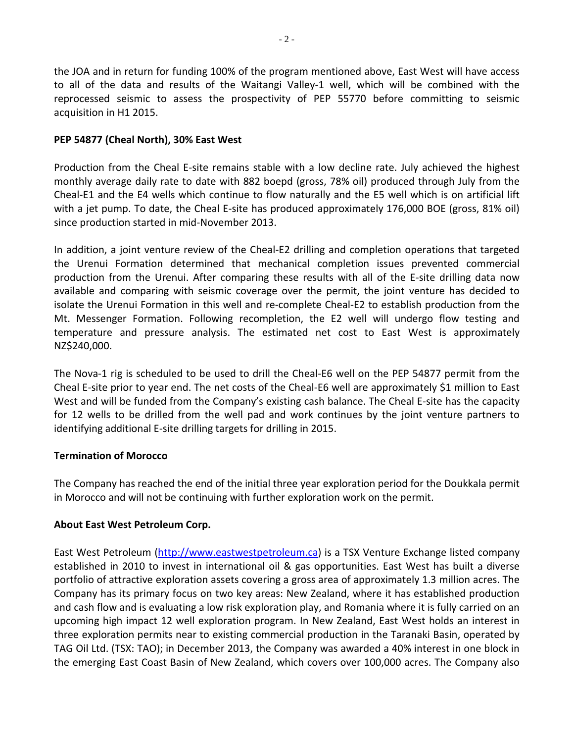the JOA and in return for funding 100% of the program mentioned above, East West will have access to all of the data and results of the Waitangi Valley-1 well, which will be combined with the reprocessed seismic to assess the prospectivity of PEP 55770 before committing to seismic acquisition in H1 2015.

**PEP 54877 (Cheal North), 30% East West**

Production from the Cheal E-site remains stable with a low decline rate. July achieved the highest monthly average daily rate to date with 882 boepd (gross, 78% oil) produced through July from the Cheal-E1 and the E4 wells which continue to flow naturally and the E5 well which is on artificial lift with a jet pump. To date, the Cheal E-site has produced approximately 176,000 BOE (gross, 81% oil) since production started in mid-November 2013.

In addition, a joint venture review of the Cheal-E2 drilling and completion operations that targeted the Urenui Formation determined that mechanical completion issues prevented commercial production from the Urenui. After comparing these results with all of the E-site drilling data now available and comparing with seismic coverage over the permit, the joint venture has decided to isolate the Urenui Formation in this well and re-complete Cheal-E2 to establish production from the Mt. Messenger Formation. Following recompletion, the E2 well will undergo flow testing and temperature and pressure analysis. The estimated net cost to East West is approximately NZ$240,000.

The Nova-1 rig is scheduled to be used to drill the Cheal-E6 well on the PEP 54877 permit from the Cheal E-site prior to year end. The net costs of the Cheal-E6 well are approximately $1 million to East West and will be funded from the Company's existing cash balance. The Cheal E-site has the capacity for 12 wells to be drilled from the well pad and work continues by the joint venture partners to identifying additional E-site drilling targets for drilling in 2015.

**Termination of Morocco**

The Company has reached the end of the initial three year exploration period for the Doukkala permit in Morocco and will not be continuing with further exploration work on the permit.

**About East West Petroleum Corp.**

East West Petroleum (http://www.eastwestpetroleum.ca) is a TSX Venture Exchange listed company established in 2010 to invest in international oil & gas opportunities. East West has built a diverse portfolio of attractive exploration assets covering a gross area of approximately 1.3 million acres. The Company has its primary focus on two key areas: New Zealand, where it has established production and cash flow and is evaluating a low risk exploration play, and Romania where it is fully carried on an upcoming high impact 12 well exploration program. In New Zealand, East West holds an interest in three exploration permits near to existing commercial production in the Taranaki Basin, operated by TAG Oil Ltd. (TSX: TAO); in December 2013, the Company was awarded a 40% interest in one block in the emerging East Coast Basin of New Zealand, which covers over 100,000 acres. The Company also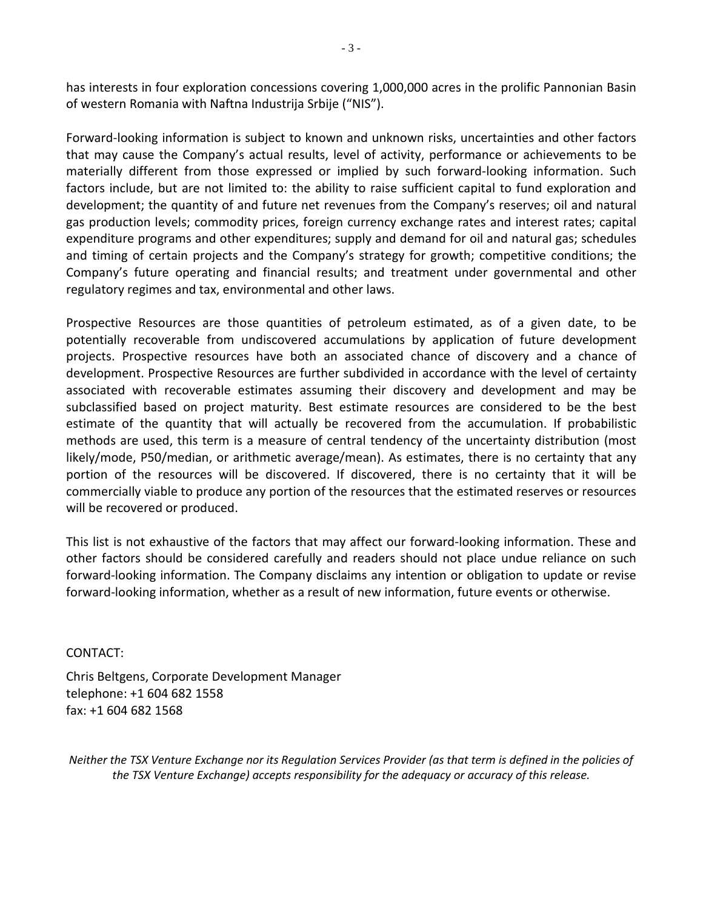has interests in four exploration concessions covering 1,000,000 acres in the prolific Pannonian Basin of western Romania with Naftna Industrija Srbije ("NIS").

Forward-looking information is subject to known and unknown risks, uncertainties and other factors that may cause the Company's actual results, level of activity, performance or achievements to be materially different from those expressed or implied by such forward-looking information. Such factors include, but are not limited to: the ability to raise sufficient capital to fund exploration and development; the quantity of and future net revenues from the Company's reserves; oil and natural gas production levels; commodity prices, foreign currency exchange rates and interest rates; capital expenditure programs and other expenditures; supply and demand for oil and natural gas; schedules and timing of certain projects and the Company's strategy for growth; competitive conditions; the Company's future operating and financial results; and treatment under governmental and other regulatory regimes and tax, environmental and other laws.

Prospective Resources are those quantities of petroleum estimated, as of a given date, to be potentially recoverable from undiscovered accumulations by application of future development projects. Prospective resources have both an associated chance of discovery and a chance of development. Prospective Resources are further subdivided in accordance with the level of certainty associated with recoverable estimates assuming their discovery and development and may be subclassified based on project maturity. Best estimate resources are considered to be the best estimate of the quantity that will actually be recovered from the accumulation. If probabilistic methods are used, this term is a measure of central tendency of the uncertainty distribution (most likely/mode, P50/median, or arithmetic average/mean). As estimates, there is no certainty that any portion of the resources will be discovered. If discovered, there is no certainty that it will be commercially viable to produce any portion of the resources that the estimated reserves or resources will be recovered or produced.

This list is not exhaustive of the factors that may affect our forward-looking information. These and other factors should be considered carefully and readers should not place undue reliance on such forward-looking information. The Company disclaims any intention or obligation to update or revise forward-looking information, whether as a result of new information, future events or otherwise.

CONTACT:

Chris Beltgens, Corporate Development Manager
telephone: +1 604 682 1558
fax: +1 604 682 1568

*Neither the TSX Venture Exchange nor its Regulation Services Provider (as that term is defined in the policies of the TSX Venture Exchange) accepts responsibility for the adequacy or accuracy of this release.*